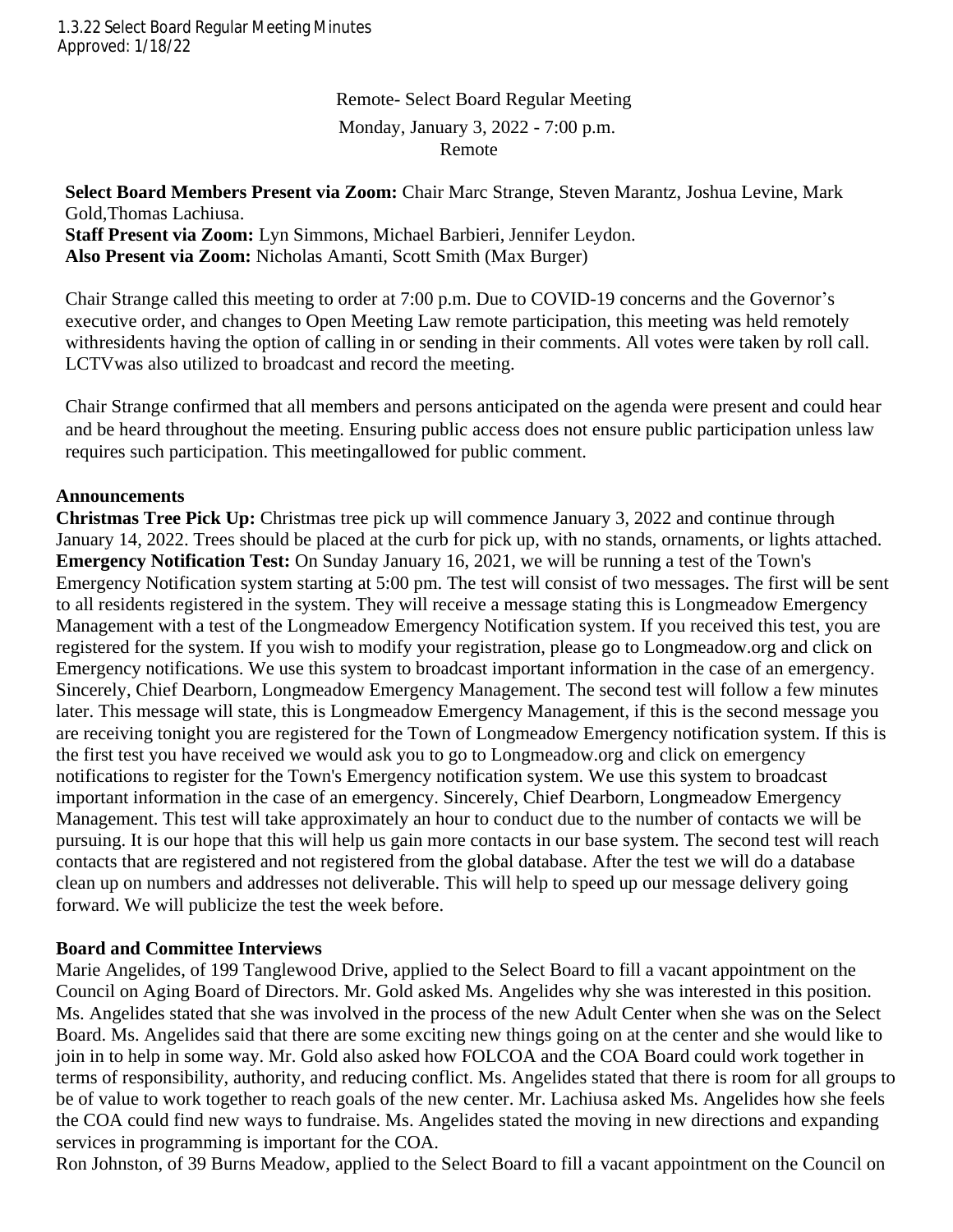1.3.22 Select Board Regular Meeting Minutes
Approved: 1/18/22

Remote- Select Board Regular Meeting
Monday, January 3, 2022 - 7:00 p.m.
Remote

**Select Board Members Present via Zoom:** Chair Marc Strange, Steven Marantz, Joshua Levine, Mark Gold,Thomas Lachiusa.
**Staff Present via Zoom:** Lyn Simmons, Michael Barbieri, Jennifer Leydon.
**Also Present via Zoom:** Nicholas Amanti, Scott Smith (Max Burger)

Chair Strange called this meeting to order at 7:00 p.m. Due to COVID-19 concerns and the Governor's executive order, and changes to Open Meeting Law remote participation, this meeting was held remotely withresidents having the option of calling in or sending in their comments. All votes were taken by roll call. LCTVwas also utilized to broadcast and record the meeting.

Chair Strange confirmed that all members and persons anticipated on the agenda were present and could hear and be heard throughout the meeting. Ensuring public access does not ensure public participation unless law requires such participation. This meetingallowed for public comment.

**Announcements**

**Christmas Tree Pick Up:** Christmas tree pick up will commence January 3, 2022 and continue through January 14, 2022. Trees should be placed at the curb for pick up, with no stands, ornaments, or lights attached.
**Emergency Notification Test:** On Sunday January 16, 2021, we will be running a test of the Town's Emergency Notification system starting at 5:00 pm. The test will consist of two messages. The first will be sent to all residents registered in the system. They will receive a message stating this is Longmeadow Emergency Management with a test of the Longmeadow Emergency Notification system. If you received this test, you are registered for the system. If you wish to modify your registration, please go to Longmeadow.org and click on Emergency notifications. We use this system to broadcast important information in the case of an emergency. Sincerely, Chief Dearborn, Longmeadow Emergency Management. The second test will follow a few minutes later. This message will state, this is Longmeadow Emergency Management, if this is the second message you are receiving tonight you are registered for the Town of Longmeadow Emergency notification system. If this is the first test you have received we would ask you to go to Longmeadow.org and click on emergency notifications to register for the Town's Emergency notification system. We use this system to broadcast important information in the case of an emergency. Sincerely, Chief Dearborn, Longmeadow Emergency Management. This test will take approximately an hour to conduct due to the number of contacts we will be pursuing. It is our hope that this will help us gain more contacts in our base system. The second test will reach contacts that are registered and not registered from the global database. After the test we will do a database clean up on numbers and addresses not deliverable. This will help to speed up our message delivery going forward. We will publicize the test the week before.

**Board and Committee Interviews**

Marie Angelides, of 199 Tanglewood Drive, applied to the Select Board to fill a vacant appointment on the Council on Aging Board of Directors. Mr. Gold asked Ms. Angelides why she was interested in this position. Ms. Angelides stated that she was involved in the process of the new Adult Center when she was on the Select Board. Ms. Angelides said that there are some exciting new things going on at the center and she would like to join in to help in some way. Mr. Gold also asked how FOLCOA and the COA Board could work together in terms of responsibility, authority, and reducing conflict. Ms. Angelides stated that there is room for all groups to be of value to work together to reach goals of the new center. Mr. Lachiusa asked Ms. Angelides how she feels the COA could find new ways to fundraise. Ms. Angelides stated the moving in new directions and expanding services in programming is important for the COA.
Ron Johnston, of 39 Burns Meadow, applied to the Select Board to fill a vacant appointment on the Council on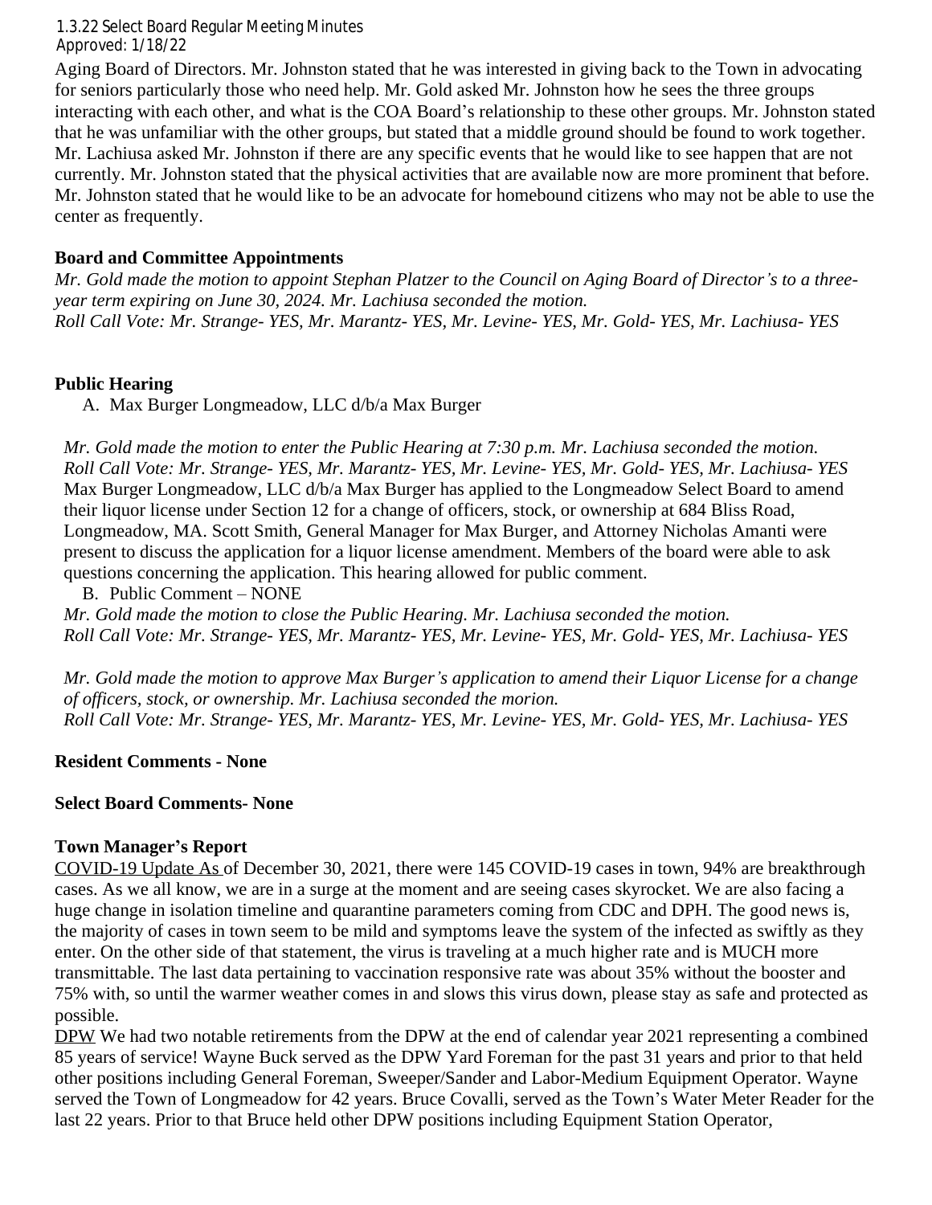Aging Board of Directors. Mr. Johnston stated that he was interested in giving back to the Town in advocating for seniors particularly those who need help. Mr. Gold asked Mr. Johnston how he sees the three groups interacting with each other, and what is the COA Board's relationship to these other groups. Mr. Johnston stated that he was unfamiliar with the other groups, but stated that a middle ground should be found to work together. Mr. Lachiusa asked Mr. Johnston if there are any specific events that he would like to see happen that are not currently. Mr. Johnston stated that the physical activities that are available now are more prominent that before. Mr. Johnston stated that he would like to be an advocate for homebound citizens who may not be able to use the center as frequently.

**Board and Committee Appointments**

*Mr. Gold made the motion to appoint Stephan Platzer to the Council on Aging Board of Director's to a three-year term expiring on June 30, 2024. Mr. Lachiusa seconded the motion.*
*Roll Call Vote: Mr. Strange- YES, Mr. Marantz- YES, Mr. Levine- YES, Mr. Gold- YES, Mr. Lachiusa- YES*

**Public Hearing**

A. Max Burger Longmeadow, LLC d/b/a Max Burger

*Mr. Gold made the motion to enter the Public Hearing at 7:30 p.m. Mr. Lachiusa seconded the motion.*
*Roll Call Vote: Mr. Strange- YES, Mr. Marantz- YES, Mr. Levine- YES, Mr. Gold- YES, Mr. Lachiusa- YES*
Max Burger Longmeadow, LLC d/b/a Max Burger has applied to the Longmeadow Select Board to amend their liquor license under Section 12 for a change of officers, stock, or ownership at 684 Bliss Road, Longmeadow, MA. Scott Smith, General Manager for Max Burger, and Attorney Nicholas Amanti were present to discuss the application for a liquor license amendment. Members of the board were able to ask questions concerning the application. This hearing allowed for public comment.

B. Public Comment – NONE

*Mr. Gold made the motion to close the Public Hearing. Mr. Lachiusa seconded the motion.*
*Roll Call Vote: Mr. Strange- YES, Mr. Marantz- YES, Mr. Levine- YES, Mr. Gold- YES, Mr. Lachiusa- YES*

*Mr. Gold made the motion to approve Max Burger's application to amend their Liquor License for a change of officers, stock, or ownership. Mr. Lachiusa seconded the morion.*
*Roll Call Vote: Mr. Strange- YES, Mr. Marantz- YES, Mr. Levine- YES, Mr. Gold- YES, Mr. Lachiusa- YES*

**Resident Comments - None**

**Select Board Comments- None**

**Town Manager's Report**

COVID-19 Update As of December 30, 2021, there were 145 COVID-19 cases in town, 94% are breakthrough cases. As we all know, we are in a surge at the moment and are seeing cases skyrocket. We are also facing a huge change in isolation timeline and quarantine parameters coming from CDC and DPH. The good news is, the majority of cases in town seem to be mild and symptoms leave the system of the infected as swiftly as they enter. On the other side of that statement, the virus is traveling at a much higher rate and is MUCH more transmittable. The last data pertaining to vaccination responsive rate was about 35% without the booster and 75% with, so until the warmer weather comes in and slows this virus down, please stay as safe and protected as possible.

DPW We had two notable retirements from the DPW at the end of calendar year 2021 representing a combined 85 years of service! Wayne Buck served as the DPW Yard Foreman for the past 31 years and prior to that held other positions including General Foreman, Sweeper/Sander and Labor-Medium Equipment Operator. Wayne served the Town of Longmeadow for 42 years. Bruce Covalli, served as the Town's Water Meter Reader for the last 22 years. Prior to that Bruce held other DPW positions including Equipment Station Operator,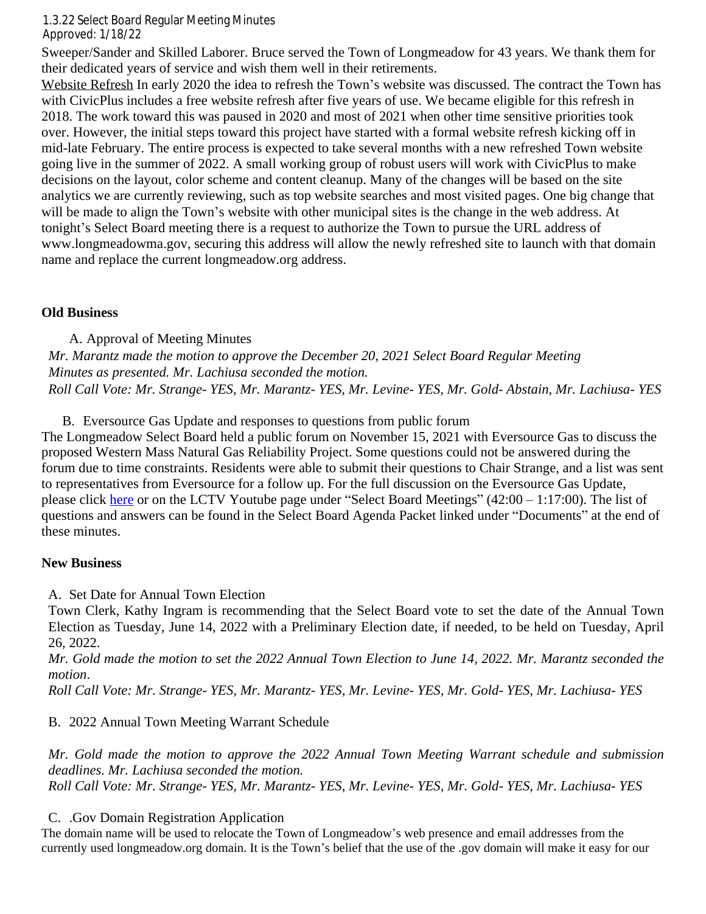Sweeper/Sander and Skilled Laborer. Bruce served the Town of Longmeadow for 43 years. We thank them for their dedicated years of service and wish them well in their retirements.

Website Refresh In early 2020 the idea to refresh the Town's website was discussed. The contract the Town has with CivicPlus includes a free website refresh after five years of use. We became eligible for this refresh in 2018. The work toward this was paused in 2020 and most of 2021 when other time sensitive priorities took over. However, the initial steps toward this project have started with a formal website refresh kicking off in mid-late February. The entire process is expected to take several months with a new refreshed Town website going live in the summer of 2022. A small working group of robust users will work with CivicPlus to make decisions on the layout, color scheme and content cleanup. Many of the changes will be based on the site analytics we are currently reviewing, such as top website searches and most visited pages. One big change that will be made to align the Town's website with other municipal sites is the change in the web address. At tonight's Select Board meeting there is a request to authorize the Town to pursue the URL address of www.longmeadowma.gov, securing this address will allow the newly refreshed site to launch with that domain name and replace the current longmeadow.org address.

**Old Business**

A. Approval of Meeting Minutes

*Mr. Marantz made the motion to approve the December 20, 2021 Select Board Regular Meeting Minutes as presented. Mr. Lachiusa seconded the motion.*

*Roll Call Vote: Mr. Strange- YES, Mr. Marantz- YES, Mr. Levine- YES, Mr. Gold- Abstain, Mr. Lachiusa- YES*

B. Eversource Gas Update and responses to questions from public forum

The Longmeadow Select Board held a public forum on November 15, 2021 with Eversource Gas to discuss the proposed Western Mass Natural Gas Reliability Project. Some questions could not be answered during the forum due to time constraints. Residents were able to submit their questions to Chair Strange, and a list was sent to representatives from Eversource for a follow up. For the full discussion on the Eversource Gas Update, please click here or on the LCTV Youtube page under "Select Board Meetings" (42:00 – 1:17:00). The list of questions and answers can be found in the Select Board Agenda Packet linked under "Documents" at the end of these minutes.

**New Business**

A. Set Date for Annual Town Election

Town Clerk, Kathy Ingram is recommending that the Select Board vote to set the date of the Annual Town Election as Tuesday, June 14, 2022 with a Preliminary Election date, if needed, to be held on Tuesday, April 26, 2022.

*Mr. Gold made the motion to set the 2022 Annual Town Election to June 14, 2022. Mr. Marantz seconded the motion.*

*Roll Call Vote: Mr. Strange- YES, Mr. Marantz- YES, Mr. Levine- YES, Mr. Gold- YES, Mr. Lachiusa- YES*

B. 2022 Annual Town Meeting Warrant Schedule

*Mr. Gold made the motion to approve the 2022 Annual Town Meeting Warrant schedule and submission deadlines. Mr. Lachiusa seconded the motion.*

*Roll Call Vote: Mr. Strange- YES, Mr. Marantz- YES, Mr. Levine- YES, Mr. Gold- YES, Mr. Lachiusa- YES*

C. .Gov Domain Registration Application

The domain name will be used to relocate the Town of Longmeadow's web presence and email addresses from the currently used longmeadow.org domain. It is the Town's belief that the use of the .gov domain will make it easy for our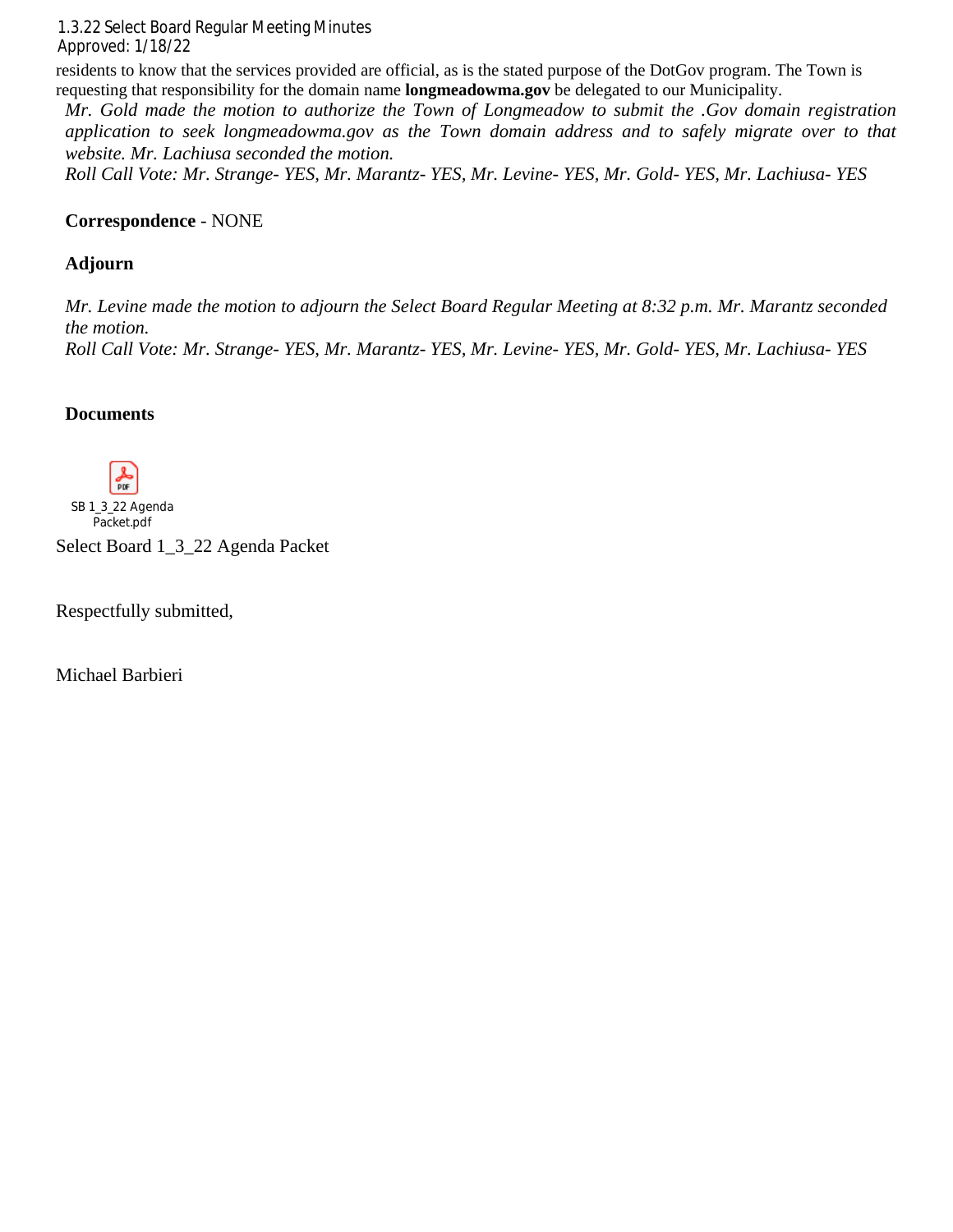residents to know that the services provided are official, as is the stated purpose of the DotGov program. The Town is requesting that responsibility for the domain name **longmeadowma.gov** be delegated to our Municipality.

*Mr. Gold made the motion to authorize the Town of Longmeadow to submit the .Gov domain registration application to seek longmeadowma.gov as the Town domain address and to safely migrate over to that website. Mr. Lachiusa seconded the motion.*

*Roll Call Vote: Mr. Strange- YES, Mr. Marantz- YES, Mr. Levine- YES, Mr. Gold- YES, Mr. Lachiusa- YES*

**Correspondence** - NONE

**Adjourn**

*Mr. Levine made the motion to adjourn the Select Board Regular Meeting at 8:32 p.m. Mr. Marantz seconded the motion.*

*Roll Call Vote: Mr. Strange- YES, Mr. Marantz- YES, Mr. Levine- YES, Mr. Gold- YES, Mr. Lachiusa- YES*

**Documents**

SB 1_3_22 Agenda Packet.pdf

Select Board 1_3_22 Agenda Packet

Respectfully submitted,

Michael Barbieri